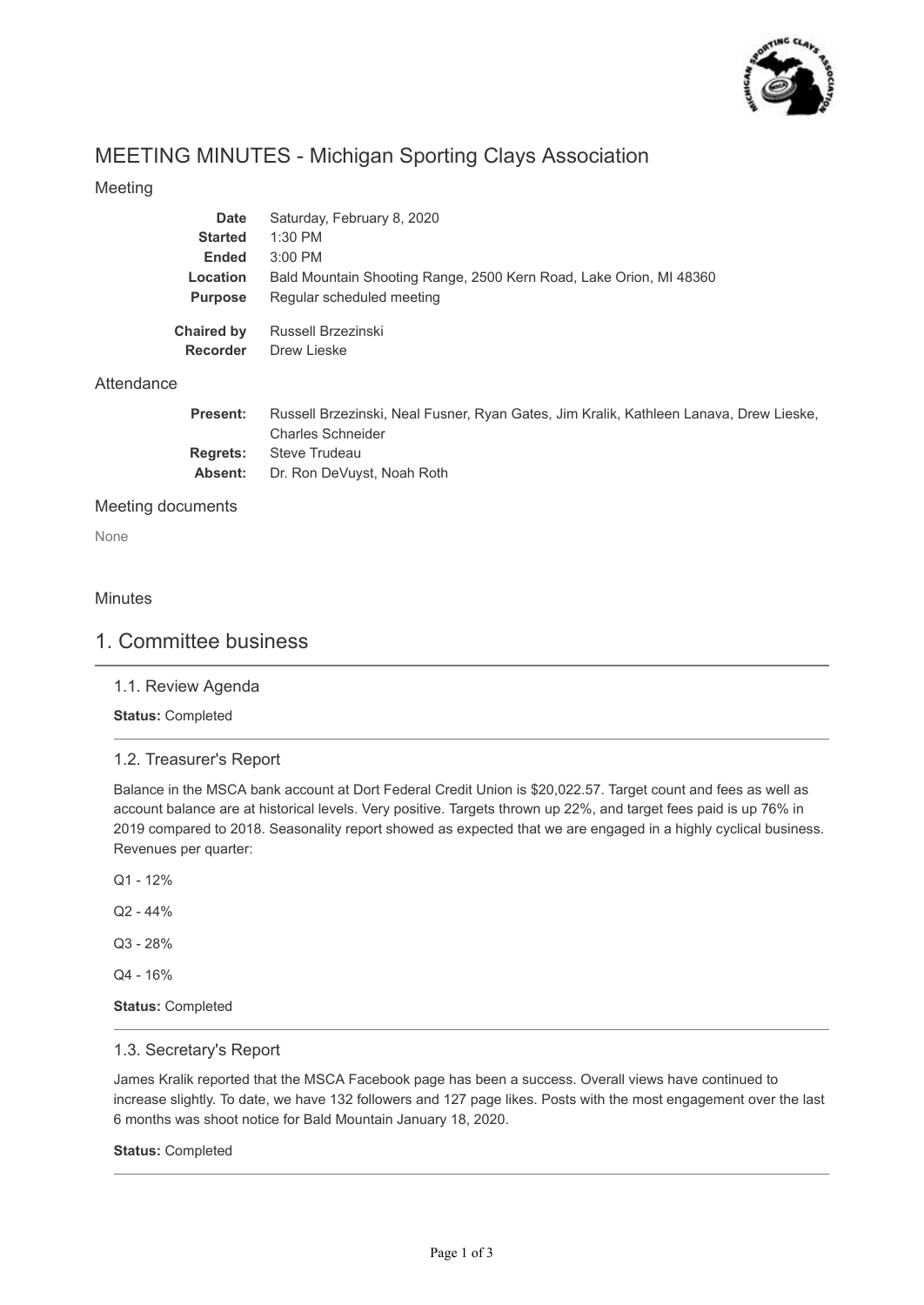# MEETING MINUTES - Michigan Sporting Clays Association

## Meeting

| | |
|---|---|
| **Date** | Saturday, February 8, 2020 |
| **Started** | 1:30 PM |
| **Ended** | 3:00 PM |
| **Location** | Bald Mountain Shooting Range, 2500 Kern Road, Lake Orion, MI 48360 |
| **Purpose** | Regular scheduled meeting |
| **Chaired by** | Russell Brzezinski |
| **Recorder** | Drew Lieske |

## Attendance

| | |
|---|---|
| **Present:** | Russell Brzezinski, Neal Fusner, Ryan Gates, Jim Kralik, Kathleen Lanava, Drew Lieske, Charles Schneider |
| **Regrets:** | Steve Trudeau |
| **Absent:** | Dr. Ron DeVuyst, Noah Roth |

## Meeting documents

None

## Minutes

# 1. Committee business

### 1.1. Review Agenda

**Status:** Completed

### 1.2. Treasurer's Report

Balance in the MSCA bank account at Dort Federal Credit Union is $20,022.57. Target count and fees as well as account balance are at historical levels. Very positive. Targets thrown up 22%, and target fees paid is up 76% in 2019 compared to 2018. Seasonality report showed as expected that we are engaged in a highly cyclical business. Revenues per quarter:

Q1 - 12%

Q2 - 44%

Q3 - 28%

Q4 - 16%

**Status:** Completed

### 1.3. Secretary's Report

James Kralik reported that the MSCA Facebook page has been a success. Overall views have continued to increase slightly. To date, we have 132 followers and 127 page likes. Posts with the most engagement over the last 6 months was shoot notice for Bald Mountain January 18, 2020.

**Status:** Completed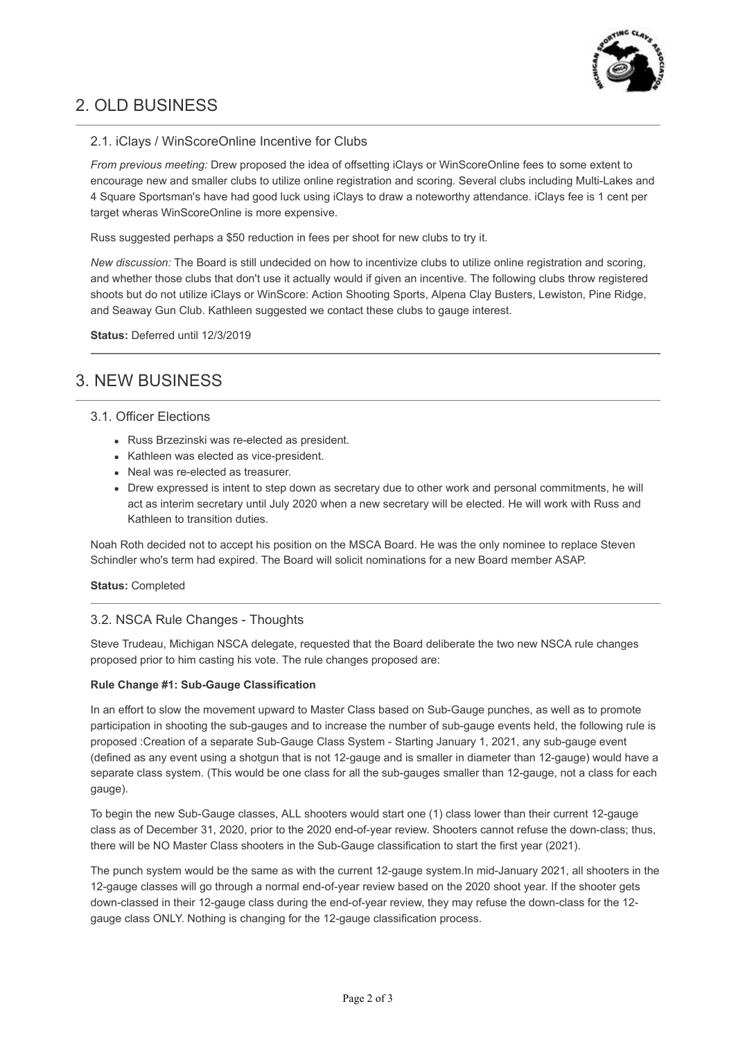# 2. OLD BUSINESS

## 2.1. iClays / WinScoreOnline Incentive for Clubs

*From previous meeting:* Drew proposed the idea of offsetting iClays or WinScoreOnline fees to some extent to encourage new and smaller clubs to utilize online registration and scoring. Several clubs including Multi-Lakes and 4 Square Sportsman's have had good luck using iClays to draw a noteworthy attendance. iClays fee is 1 cent per target wheras WinScoreOnline is more expensive.

Russ suggested perhaps a $50 reduction in fees per shoot for new clubs to try it.

*New discussion:* The Board is still undecided on how to incentivize clubs to utilize online registration and scoring, and whether those clubs that don't use it actually would if given an incentive. The following clubs throw registered shoots but do not utilize iClays or WinScore: Action Shooting Sports, Alpena Clay Busters, Lewiston, Pine Ridge, and Seaway Gun Club. Kathleen suggested we contact these clubs to gauge interest.

**Status:** Deferred until 12/3/2019

# 3. NEW BUSINESS

## 3.1. Officer Elections

- Russ Brzezinski was re-elected as president.
- Kathleen was elected as vice-president.
- Neal was re-elected as treasurer.
- Drew expressed is intent to step down as secretary due to other work and personal commitments, he will act as interim secretary until July 2020 when a new secretary will be elected. He will work with Russ and Kathleen to transition duties.

Noah Roth decided not to accept his position on the MSCA Board. He was the only nominee to replace Steven Schindler who's term had expired. The Board will solicit nominations for a new Board member ASAP.

**Status:** Completed

## 3.2. NSCA Rule Changes - Thoughts

Steve Trudeau, Michigan NSCA delegate, requested that the Board deliberate the two new NSCA rule changes proposed prior to him casting his vote. The rule changes proposed are:

**Rule Change #1: Sub-Gauge Classification**

In an effort to slow the movement upward to Master Class based on Sub-Gauge punches, as well as to promote participation in shooting the sub-gauges and to increase the number of sub-gauge events held, the following rule is proposed :Creation of a separate Sub-Gauge Class System - Starting January 1, 2021, any sub-gauge event (defined as any event using a shotgun that is not 12-gauge and is smaller in diameter than 12-gauge) would have a separate class system. (This would be one class for all the sub-gauges smaller than 12-gauge, not a class for each gauge).

To begin the new Sub-Gauge classes, ALL shooters would start one (1) class lower than their current 12-gauge class as of December 31, 2020, prior to the 2020 end-of-year review. Shooters cannot refuse the down-class; thus, there will be NO Master Class shooters in the Sub-Gauge classification to start the first year (2021).

The punch system would be the same as with the current 12-gauge system.In mid-January 2021, all shooters in the 12-gauge classes will go through a normal end-of-year review based on the 2020 shoot year. If the shooter gets down-classed in their 12-gauge class during the end-of-year review, they may refuse the down-class for the 12-gauge class ONLY. Nothing is changing for the 12-gauge classification process.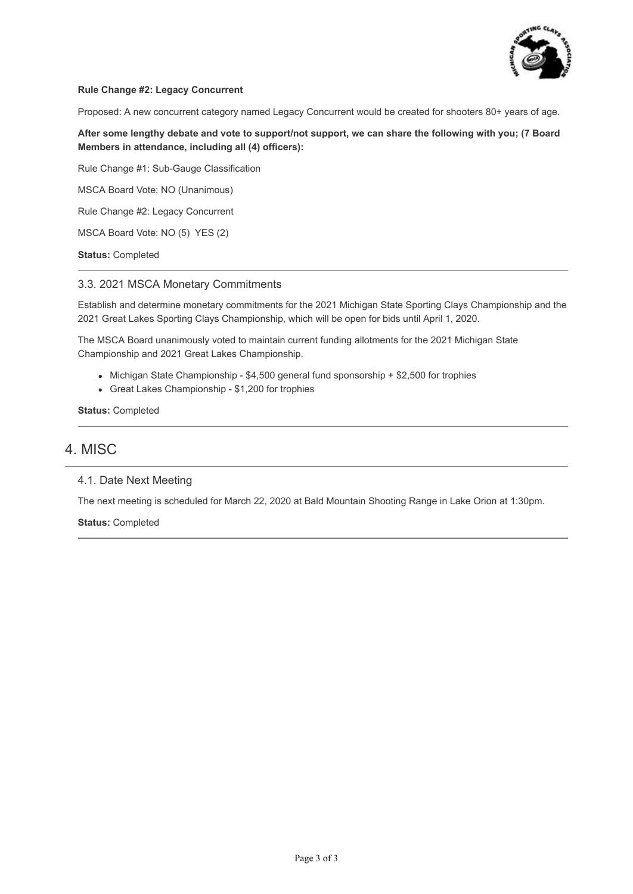**Rule Change #2: Legacy Concurrent**

Proposed: A new concurrent category named Legacy Concurrent would be created for shooters 80+ years of age.

**After some lengthy debate and vote to support/not support, we can share the following with you; (7 Board Members in attendance, including all (4) officers):**

Rule Change #1: Sub-Gauge Classification

MSCA Board Vote: NO (Unanimous)

Rule Change #2: Legacy Concurrent

MSCA Board Vote: NO (5) YES (2)

**Status:** Completed

---

### 3.3. 2021 MSCA Monetary Commitments

Establish and determine monetary commitments for the 2021 Michigan State Sporting Clays Championship and the 2021 Great Lakes Sporting Clays Championship, which will be open for bids until April 1, 2020.

The MSCA Board unanimously voted to maintain current funding allotments for the 2021 Michigan State Championship and 2021 Great Lakes Championship.

- Michigan State Championship - $4,500 general fund sponsorship + $2,500 for trophies
- Great Lakes Championship - $1,200 for trophies

**Status:** Completed

---

## 4. MISC

### 4.1. Date Next Meeting

The next meeting is scheduled for March 22, 2020 at Bald Mountain Shooting Range in Lake Orion at 1:30pm.

**Status:** Completed